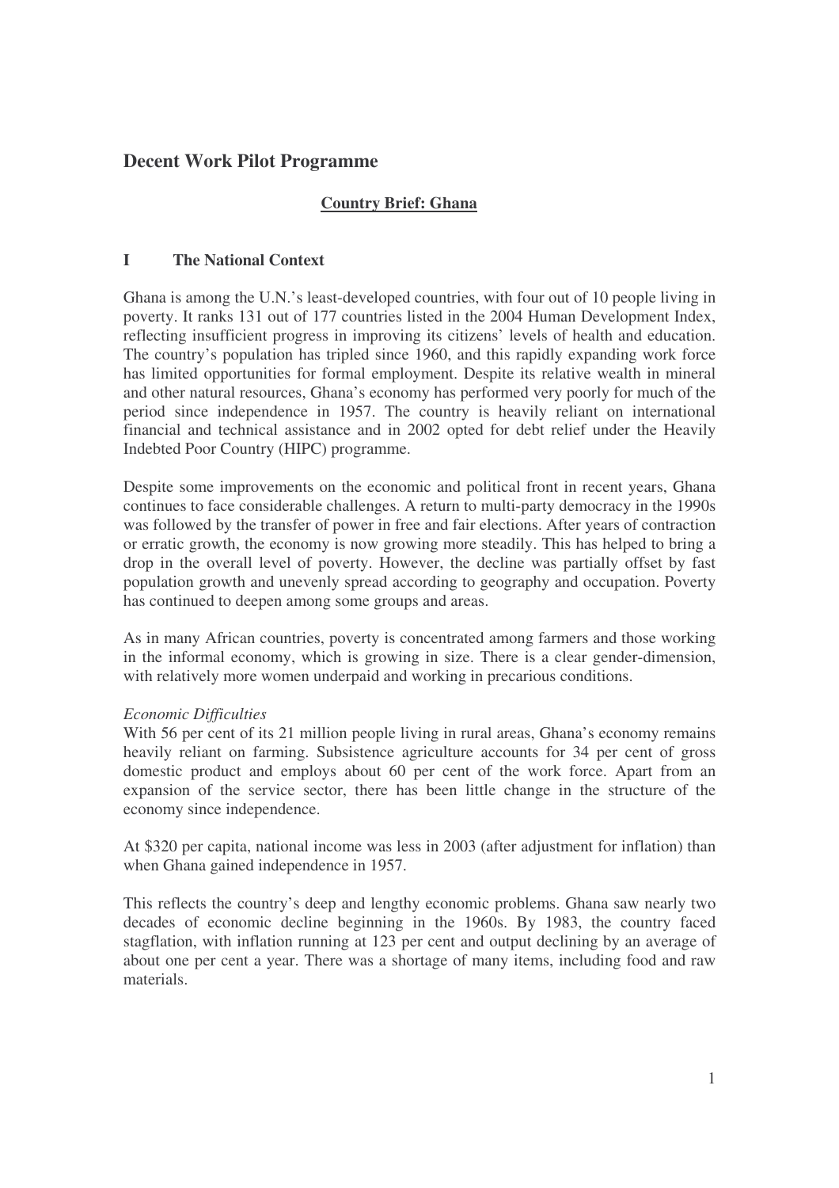# Decent Work Pilot Programme

## Country Brief: Ghana

## I The National Context

Ghana is among the U.N.'s least-developed countries, with four out of 10 people living in poverty. It ranks 131 out of 177 countries listed in the 2004 Human Development Index, reflecting insufficient progress in improving its citizens' levels of health and education. The country's population has tripled since 1960, and this rapidly expanding work force has limited opportunities for formal employment. Despite its relative wealth in mineral and other natural resources, Ghana's economy has performed very poorly for much of the period since independence in 1957. The country is heavily reliant on international financial and technical assistance and in 2002 opted for debt relief under the Heavily Indebted Poor Country (HIPC) programme.

Despite some improvements on the economic and political front in recent years, Ghana continues to face considerable challenges. A return to multi-party democracy in the 1990s was followed by the transfer of power in free and fair elections. After years of contraction or erratic growth, the economy is now growing more steadily. This has helped to bring a drop in the overall level of poverty. However, the decline was partially offset by fast population growth and unevenly spread according to geography and occupation. Poverty has continued to deepen among some groups and areas.

As in many African countries, poverty is concentrated among farmers and those working in the informal economy, which is growing in size. There is a clear gender-dimension, with relatively more women underpaid and working in precarious conditions.

*Economic Difficulties*

With 56 per cent of its 21 million people living in rural areas, Ghana's economy remains heavily reliant on farming. Subsistence agriculture accounts for 34 per cent of gross domestic product and employs about 60 per cent of the work force. Apart from an expansion of the service sector, there has been little change in the structure of the economy since independence.

At $320 per capita, national income was less in 2003 (after adjustment for inflation) than when Ghana gained independence in 1957.

This reflects the country's deep and lengthy economic problems. Ghana saw nearly two decades of economic decline beginning in the 1960s. By 1983, the country faced stagflation, with inflation running at 123 per cent and output declining by an average of about one per cent a year. There was a shortage of many items, including food and raw materials.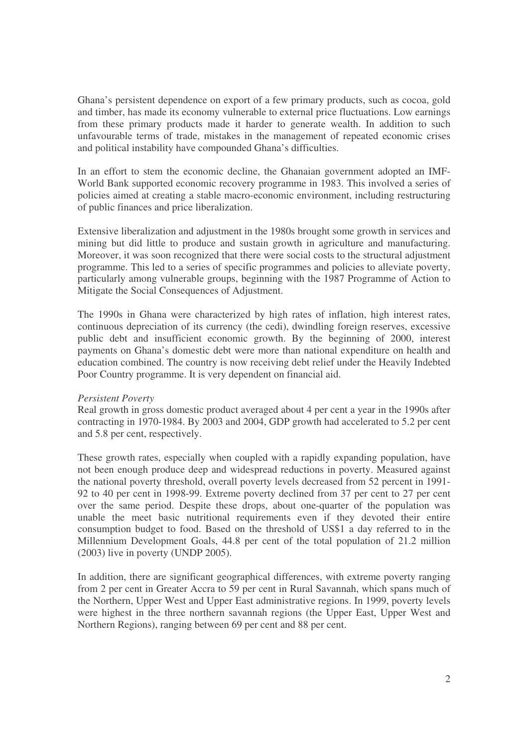Ghana's persistent dependence on export of a few primary products, such as cocoa, gold and timber, has made its economy vulnerable to external price fluctuations. Low earnings from these primary products made it harder to generate wealth. In addition to such unfavourable terms of trade, mistakes in the management of repeated economic crises and political instability have compounded Ghana's difficulties.

In an effort to stem the economic decline, the Ghanaian government adopted an IMF-World Bank supported economic recovery programme in 1983. This involved a series of policies aimed at creating a stable macro-economic environment, including restructuring of public finances and price liberalization.

Extensive liberalization and adjustment in the 1980s brought some growth in services and mining but did little to produce and sustain growth in agriculture and manufacturing. Moreover, it was soon recognized that there were social costs to the structural adjustment programme. This led to a series of specific programmes and policies to alleviate poverty, particularly among vulnerable groups, beginning with the 1987 Programme of Action to Mitigate the Social Consequences of Adjustment.

The 1990s in Ghana were characterized by high rates of inflation, high interest rates, continuous depreciation of its currency (the cedi), dwindling foreign reserves, excessive public debt and insufficient economic growth. By the beginning of 2000, interest payments on Ghana's domestic debt were more than national expenditure on health and education combined. The country is now receiving debt relief under the Heavily Indebted Poor Country programme. It is very dependent on financial aid.

*Persistent Poverty*

Real growth in gross domestic product averaged about 4 per cent a year in the 1990s after contracting in 1970-1984. By 2003 and 2004, GDP growth had accelerated to 5.2 per cent and 5.8 per cent, respectively.

These growth rates, especially when coupled with a rapidly expanding population, have not been enough produce deep and widespread reductions in poverty. Measured against the national poverty threshold, overall poverty levels decreased from 52 percent in 1991-92 to 40 per cent in 1998-99. Extreme poverty declined from 37 per cent to 27 per cent over the same period. Despite these drops, about one-quarter of the population was unable the meet basic nutritional requirements even if they devoted their entire consumption budget to food. Based on the threshold of US$1 a day referred to in the Millennium Development Goals, 44.8 per cent of the total population of 21.2 million (2003) live in poverty (UNDP 2005).

In addition, there are significant geographical differences, with extreme poverty ranging from 2 per cent in Greater Accra to 59 per cent in Rural Savannah, which spans much of the Northern, Upper West and Upper East administrative regions. In 1999, poverty levels were highest in the three northern savannah regions (the Upper East, Upper West and Northern Regions), ranging between 69 per cent and 88 per cent.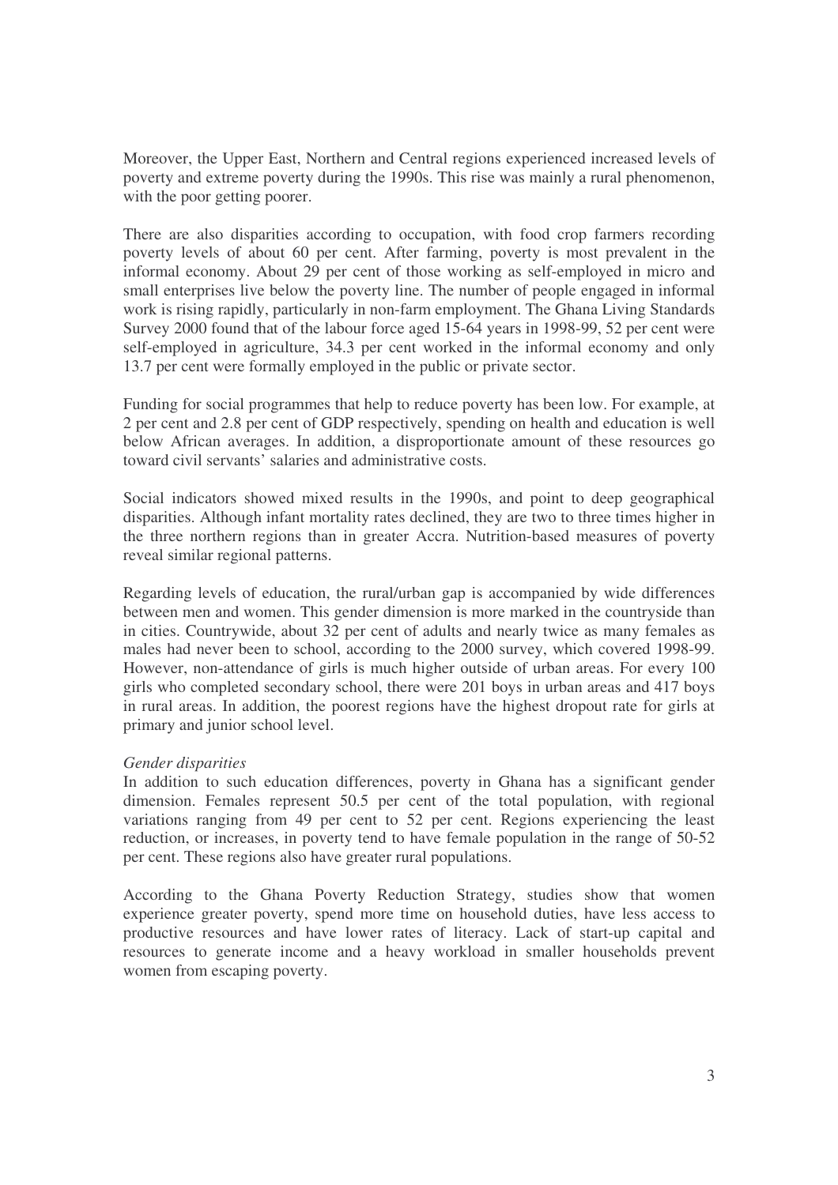Moreover, the Upper East, Northern and Central regions experienced increased levels of poverty and extreme poverty during the 1990s. This rise was mainly a rural phenomenon, with the poor getting poorer.

There are also disparities according to occupation, with food crop farmers recording poverty levels of about 60 per cent. After farming, poverty is most prevalent in the informal economy. About 29 per cent of those working as self-employed in micro and small enterprises live below the poverty line. The number of people engaged in informal work is rising rapidly, particularly in non-farm employment. The Ghana Living Standards Survey 2000 found that of the labour force aged 15-64 years in 1998-99, 52 per cent were self-employed in agriculture, 34.3 per cent worked in the informal economy and only 13.7 per cent were formally employed in the public or private sector.

Funding for social programmes that help to reduce poverty has been low. For example, at 2 per cent and 2.8 per cent of GDP respectively, spending on health and education is well below African averages. In addition, a disproportionate amount of these resources go toward civil servants' salaries and administrative costs.

Social indicators showed mixed results in the 1990s, and point to deep geographical disparities. Although infant mortality rates declined, they are two to three times higher in the three northern regions than in greater Accra. Nutrition-based measures of poverty reveal similar regional patterns.

Regarding levels of education, the rural/urban gap is accompanied by wide differences between men and women. This gender dimension is more marked in the countryside than in cities. Countrywide, about 32 per cent of adults and nearly twice as many females as males had never been to school, according to the 2000 survey, which covered 1998-99. However, non-attendance of girls is much higher outside of urban areas. For every 100 girls who completed secondary school, there were 201 boys in urban areas and 417 boys in rural areas. In addition, the poorest regions have the highest dropout rate for girls at primary and junior school level.

*Gender disparities*

In addition to such education differences, poverty in Ghana has a significant gender dimension. Females represent 50.5 per cent of the total population, with regional variations ranging from 49 per cent to 52 per cent. Regions experiencing the least reduction, or increases, in poverty tend to have female population in the range of 50-52 per cent. These regions also have greater rural populations.

According to the Ghana Poverty Reduction Strategy, studies show that women experience greater poverty, spend more time on household duties, have less access to productive resources and have lower rates of literacy. Lack of start-up capital and resources to generate income and a heavy workload in smaller households prevent women from escaping poverty.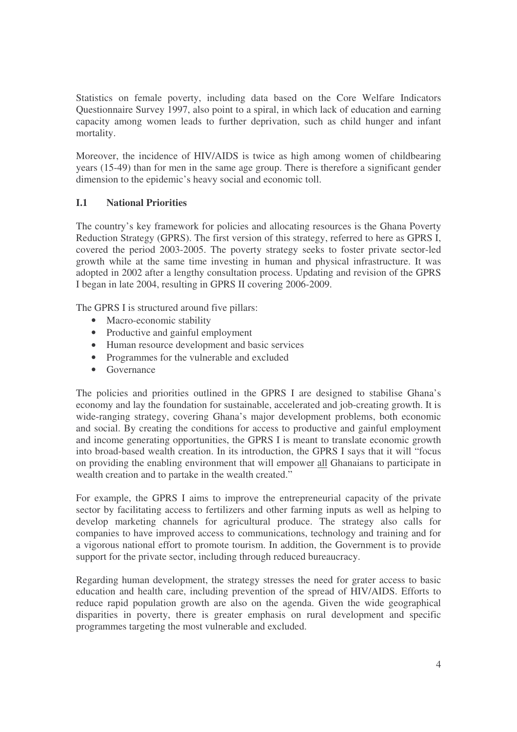Statistics on female poverty, including data based on the Core Welfare Indicators Questionnaire Survey 1997, also point to a spiral, in which lack of education and earning capacity among women leads to further deprivation, such as child hunger and infant mortality.

Moreover, the incidence of HIV/AIDS is twice as high among women of childbearing years (15-49) than for men in the same age group. There is therefore a significant gender dimension to the epidemic's heavy social and economic toll.

### I.1 National Priorities

The country's key framework for policies and allocating resources is the Ghana Poverty Reduction Strategy (GPRS). The first version of this strategy, referred to here as GPRS I, covered the period 2003-2005. The poverty strategy seeks to foster private sector-led growth while at the same time investing in human and physical infrastructure. It was adopted in 2002 after a lengthy consultation process. Updating and revision of the GPRS I began in late 2004, resulting in GPRS II covering 2006-2009.

The GPRS I is structured around five pillars:

- Macro-economic stability
- Productive and gainful employment
- Human resource development and basic services
- Programmes for the vulnerable and excluded
- Governance

The policies and priorities outlined in the GPRS I are designed to stabilise Ghana's economy and lay the foundation for sustainable, accelerated and job-creating growth. It is wide-ranging strategy, covering Ghana's major development problems, both economic and social. By creating the conditions for access to productive and gainful employment and income generating opportunities, the GPRS I is meant to translate economic growth into broad-based wealth creation. In its introduction, the GPRS I says that it will "focus on providing the enabling environment that will empower <u>all</u> Ghanaians to participate in wealth creation and to partake in the wealth created."

For example, the GPRS I aims to improve the entrepreneurial capacity of the private sector by facilitating access to fertilizers and other farming inputs as well as helping to develop marketing channels for agricultural produce. The strategy also calls for companies to have improved access to communications, technology and training and for a vigorous national effort to promote tourism. In addition, the Government is to provide support for the private sector, including through reduced bureaucracy.

Regarding human development, the strategy stresses the need for grater access to basic education and health care, including prevention of the spread of HIV/AIDS. Efforts to reduce rapid population growth are also on the agenda. Given the wide geographical disparities in poverty, there is greater emphasis on rural development and specific programmes targeting the most vulnerable and excluded.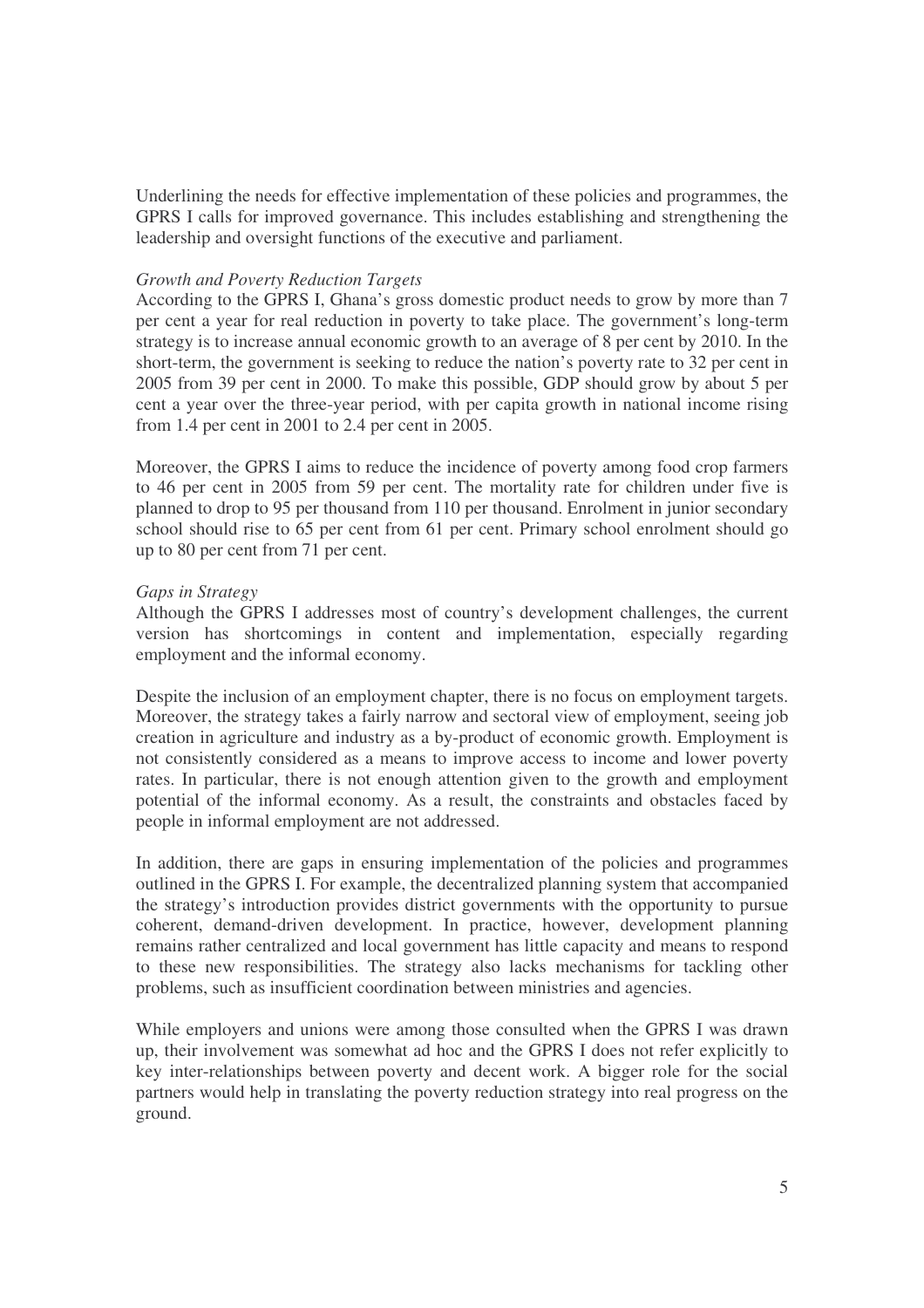Underlining the needs for effective implementation of these policies and programmes, the GPRS I calls for improved governance. This includes establishing and strengthening the leadership and oversight functions of the executive and parliament.

*Growth and Poverty Reduction Targets*

According to the GPRS I, Ghana's gross domestic product needs to grow by more than 7 per cent a year for real reduction in poverty to take place. The government's long-term strategy is to increase annual economic growth to an average of 8 per cent by 2010. In the short-term, the government is seeking to reduce the nation's poverty rate to 32 per cent in 2005 from 39 per cent in 2000. To make this possible, GDP should grow by about 5 per cent a year over the three-year period, with per capita growth in national income rising from 1.4 per cent in 2001 to 2.4 per cent in 2005.

Moreover, the GPRS I aims to reduce the incidence of poverty among food crop farmers to 46 per cent in 2005 from 59 per cent. The mortality rate for children under five is planned to drop to 95 per thousand from 110 per thousand. Enrolment in junior secondary school should rise to 65 per cent from 61 per cent. Primary school enrolment should go up to 80 per cent from 71 per cent.

*Gaps in Strategy*

Although the GPRS I addresses most of country's development challenges, the current version has shortcomings in content and implementation, especially regarding employment and the informal economy.

Despite the inclusion of an employment chapter, there is no focus on employment targets. Moreover, the strategy takes a fairly narrow and sectoral view of employment, seeing job creation in agriculture and industry as a by-product of economic growth. Employment is not consistently considered as a means to improve access to income and lower poverty rates. In particular, there is not enough attention given to the growth and employment potential of the informal economy. As a result, the constraints and obstacles faced by people in informal employment are not addressed.

In addition, there are gaps in ensuring implementation of the policies and programmes outlined in the GPRS I. For example, the decentralized planning system that accompanied the strategy's introduction provides district governments with the opportunity to pursue coherent, demand-driven development. In practice, however, development planning remains rather centralized and local government has little capacity and means to respond to these new responsibilities. The strategy also lacks mechanisms for tackling other problems, such as insufficient coordination between ministries and agencies.

While employers and unions were among those consulted when the GPRS I was drawn up, their involvement was somewhat ad hoc and the GPRS I does not refer explicitly to key inter-relationships between poverty and decent work. A bigger role for the social partners would help in translating the poverty reduction strategy into real progress on the ground.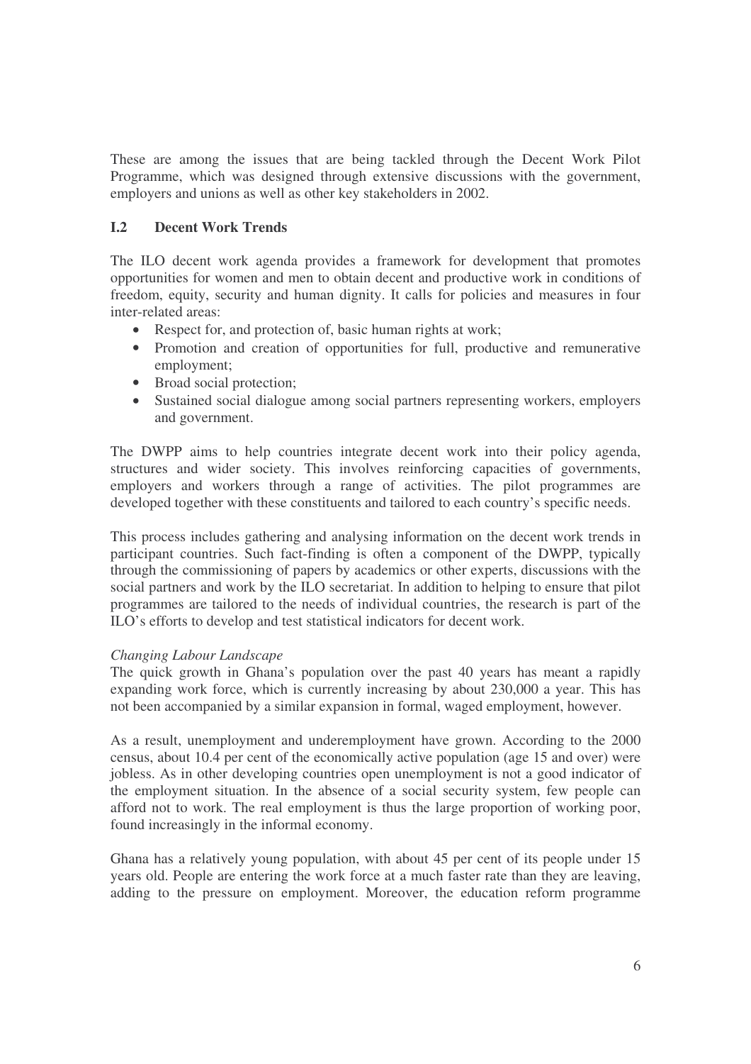These are among the issues that are being tackled through the Decent Work Pilot Programme, which was designed through extensive discussions with the government, employers and unions as well as other key stakeholders in 2002.

## I.2 Decent Work Trends

The ILO decent work agenda provides a framework for development that promotes opportunities for women and men to obtain decent and productive work in conditions of freedom, equity, security and human dignity. It calls for policies and measures in four inter-related areas:

- Respect for, and protection of, basic human rights at work;
- Promotion and creation of opportunities for full, productive and remunerative employment;
- Broad social protection;
- Sustained social dialogue among social partners representing workers, employers and government.

The DWPP aims to help countries integrate decent work into their policy agenda, structures and wider society. This involves reinforcing capacities of governments, employers and workers through a range of activities. The pilot programmes are developed together with these constituents and tailored to each country's specific needs.

This process includes gathering and analysing information on the decent work trends in participant countries. Such fact-finding is often a component of the DWPP, typically through the commissioning of papers by academics or other experts, discussions with the social partners and work by the ILO secretariat. In addition to helping to ensure that pilot programmes are tailored to the needs of individual countries, the research is part of the ILO's efforts to develop and test statistical indicators for decent work.

*Changing Labour Landscape*

The quick growth in Ghana's population over the past 40 years has meant a rapidly expanding work force, which is currently increasing by about 230,000 a year. This has not been accompanied by a similar expansion in formal, waged employment, however.

As a result, unemployment and underemployment have grown. According to the 2000 census, about 10.4 per cent of the economically active population (age 15 and over) were jobless. As in other developing countries open unemployment is not a good indicator of the employment situation. In the absence of a social security system, few people can afford not to work. The real employment is thus the large proportion of working poor, found increasingly in the informal economy.

Ghana has a relatively young population, with about 45 per cent of its people under 15 years old. People are entering the work force at a much faster rate than they are leaving, adding to the pressure on employment. Moreover, the education reform programme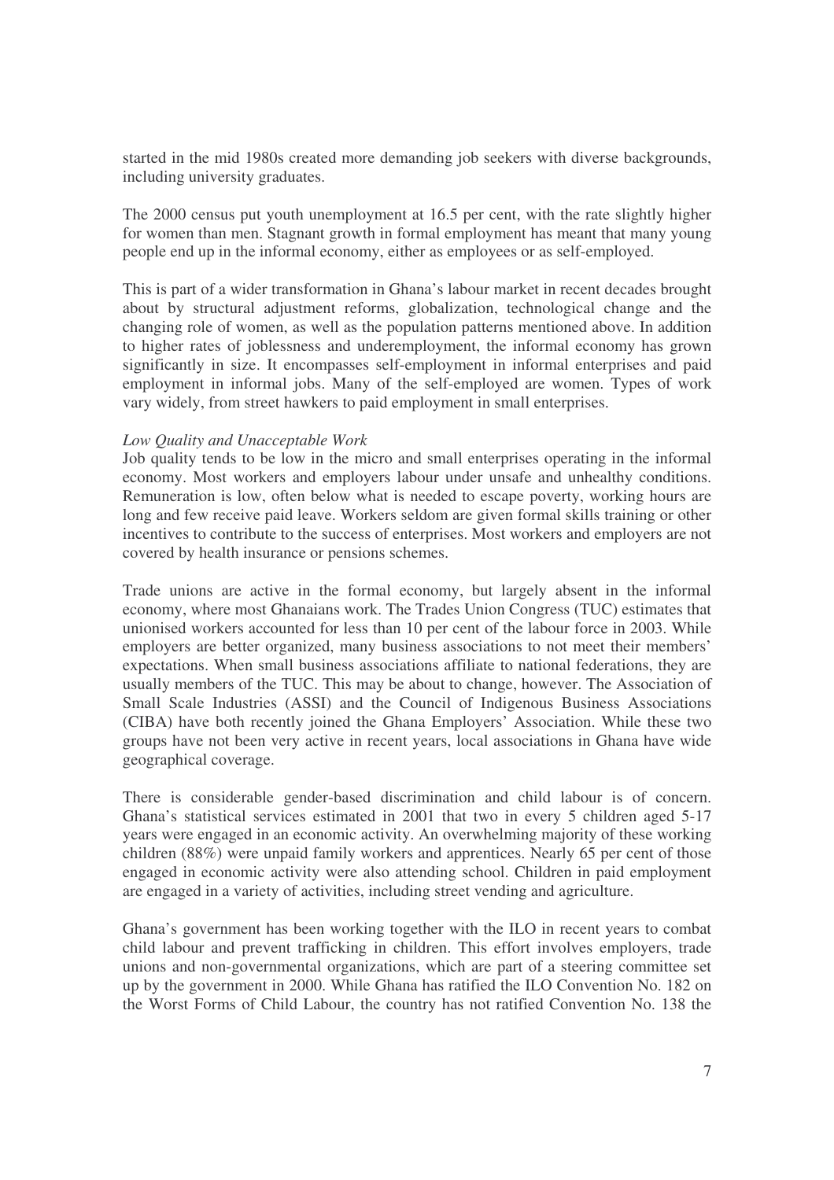started in the mid 1980s created more demanding job seekers with diverse backgrounds, including university graduates.

The 2000 census put youth unemployment at 16.5 per cent, with the rate slightly higher for women than men. Stagnant growth in formal employment has meant that many young people end up in the informal economy, either as employees or as self-employed.

This is part of a wider transformation in Ghana's labour market in recent decades brought about by structural adjustment reforms, globalization, technological change and the changing role of women, as well as the population patterns mentioned above. In addition to higher rates of joblessness and underemployment, the informal economy has grown significantly in size. It encompasses self-employment in informal enterprises and paid employment in informal jobs. Many of the self-employed are women. Types of work vary widely, from street hawkers to paid employment in small enterprises.

*Low Quality and Unacceptable Work*

Job quality tends to be low in the micro and small enterprises operating in the informal economy. Most workers and employers labour under unsafe and unhealthy conditions. Remuneration is low, often below what is needed to escape poverty, working hours are long and few receive paid leave. Workers seldom are given formal skills training or other incentives to contribute to the success of enterprises. Most workers and employers are not covered by health insurance or pensions schemes.

Trade unions are active in the formal economy, but largely absent in the informal economy, where most Ghanaians work. The Trades Union Congress (TUC) estimates that unionised workers accounted for less than 10 per cent of the labour force in 2003. While employers are better organized, many business associations to not meet their members' expectations. When small business associations affiliate to national federations, they are usually members of the TUC. This may be about to change, however. The Association of Small Scale Industries (ASSI) and the Council of Indigenous Business Associations (CIBA) have both recently joined the Ghana Employers' Association. While these two groups have not been very active in recent years, local associations in Ghana have wide geographical coverage.

There is considerable gender-based discrimination and child labour is of concern. Ghana's statistical services estimated in 2001 that two in every 5 children aged 5-17 years were engaged in an economic activity. An overwhelming majority of these working children (88%) were unpaid family workers and apprentices. Nearly 65 per cent of those engaged in economic activity were also attending school. Children in paid employment are engaged in a variety of activities, including street vending and agriculture.

Ghana's government has been working together with the ILO in recent years to combat child labour and prevent trafficking in children. This effort involves employers, trade unions and non-governmental organizations, which are part of a steering committee set up by the government in 2000. While Ghana has ratified the ILO Convention No. 182 on the Worst Forms of Child Labour, the country has not ratified Convention No. 138 the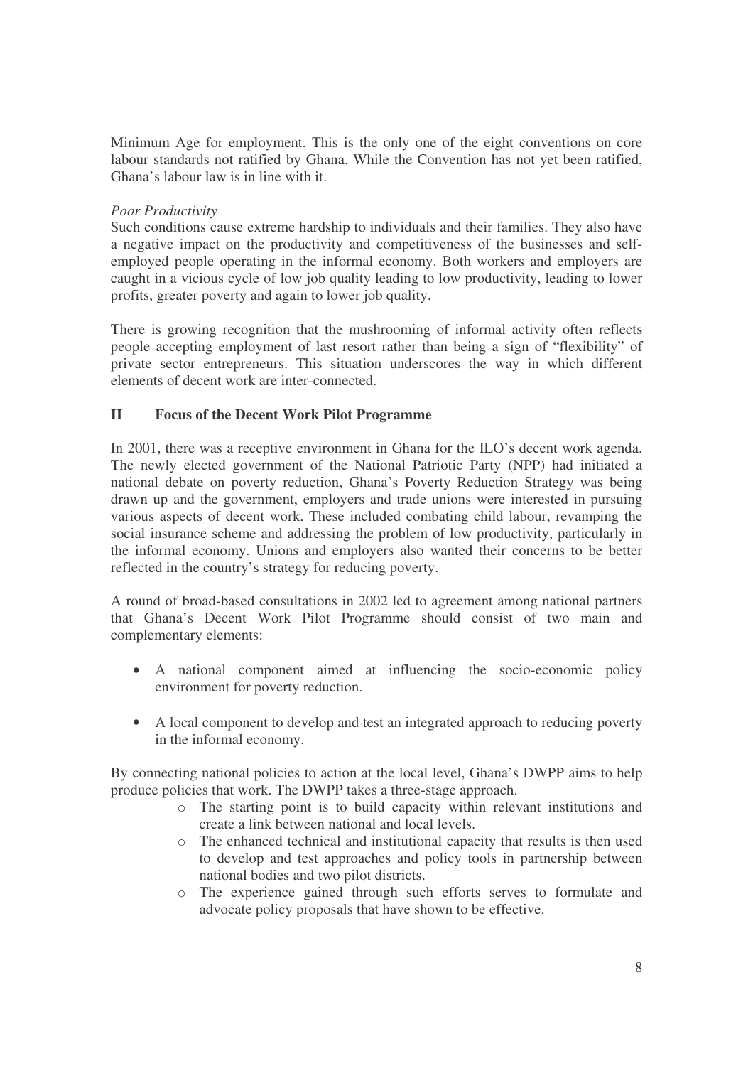Minimum Age for employment. This is the only one of the eight conventions on core labour standards not ratified by Ghana. While the Convention has not yet been ratified, Ghana's labour law is in line with it.

*Poor Productivity*

Such conditions cause extreme hardship to individuals and their families. They also have a negative impact on the productivity and competitiveness of the businesses and self-employed people operating in the informal economy. Both workers and employers are caught in a vicious cycle of low job quality leading to low productivity, leading to lower profits, greater poverty and again to lower job quality.

There is growing recognition that the mushrooming of informal activity often reflects people accepting employment of last resort rather than being a sign of "flexibility" of private sector entrepreneurs. This situation underscores the way in which different elements of decent work are inter-connected.

## II Focus of the Decent Work Pilot Programme

In 2001, there was a receptive environment in Ghana for the ILO's decent work agenda. The newly elected government of the National Patriotic Party (NPP) had initiated a national debate on poverty reduction, Ghana's Poverty Reduction Strategy was being drawn up and the government, employers and trade unions were interested in pursuing various aspects of decent work. These included combating child labour, revamping the social insurance scheme and addressing the problem of low productivity, particularly in the informal economy. Unions and employers also wanted their concerns to be better reflected in the country's strategy for reducing poverty.

A round of broad-based consultations in 2002 led to agreement among national partners that Ghana's Decent Work Pilot Programme should consist of two main and complementary elements:

- A national component aimed at influencing the socio-economic policy environment for poverty reduction.
- A local component to develop and test an integrated approach to reducing poverty in the informal economy.

By connecting national policies to action at the local level, Ghana's DWPP aims to help produce policies that work. The DWPP takes a three-stage approach.

- The starting point is to build capacity within relevant institutions and create a link between national and local levels.
- The enhanced technical and institutional capacity that results is then used to develop and test approaches and policy tools in partnership between national bodies and two pilot districts.
- The experience gained through such efforts serves to formulate and advocate policy proposals that have shown to be effective.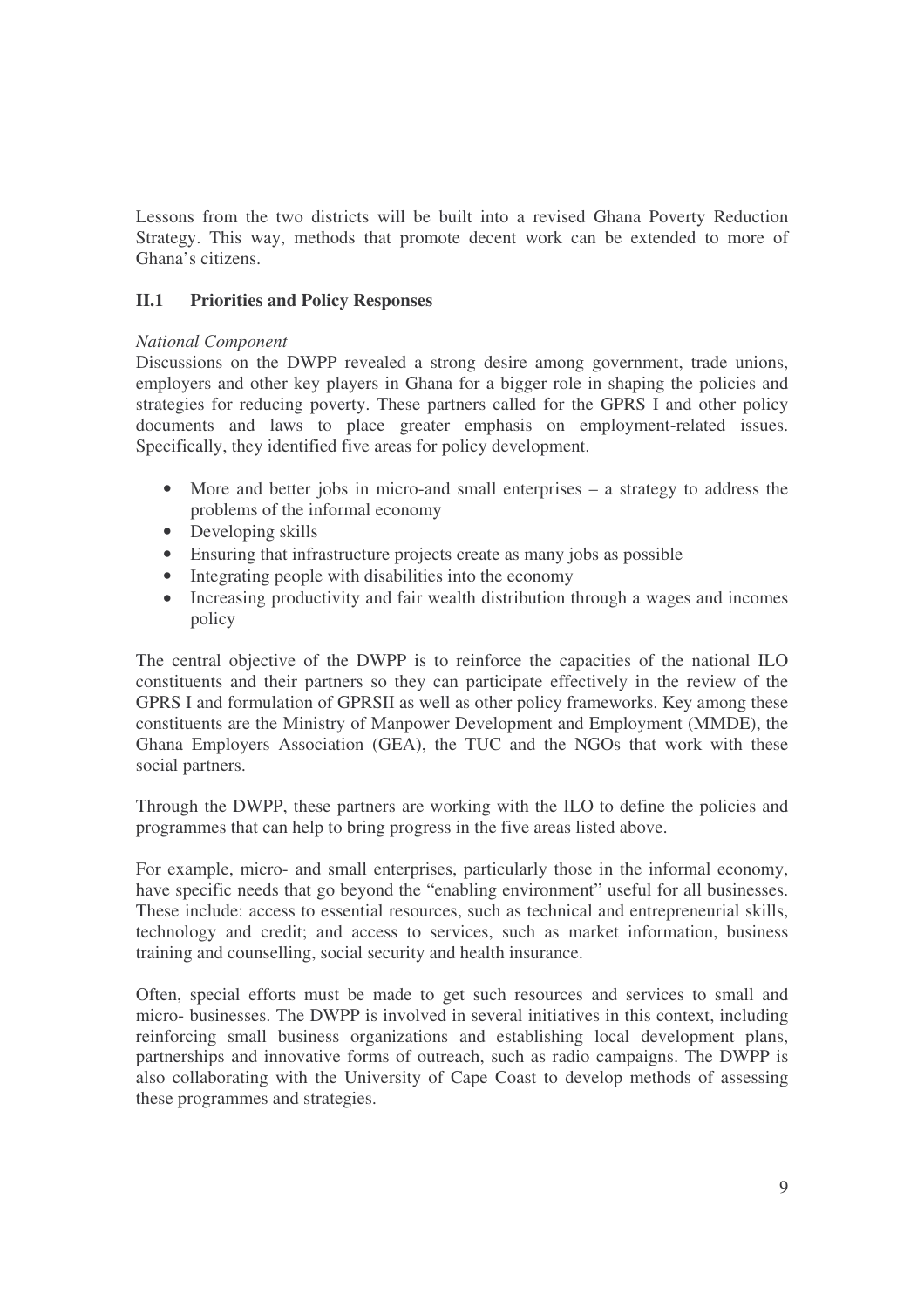Lessons from the two districts will be built into a revised Ghana Poverty Reduction Strategy. This way, methods that promote decent work can be extended to more of Ghana's citizens.

## II.1 Priorities and Policy Responses

*National Component*

Discussions on the DWPP revealed a strong desire among government, trade unions, employers and other key players in Ghana for a bigger role in shaping the policies and strategies for reducing poverty. These partners called for the GPRS I and other policy documents and laws to place greater emphasis on employment-related issues. Specifically, they identified five areas for policy development.

- More and better jobs in micro-and small enterprises – a strategy to address the problems of the informal economy
- Developing skills
- Ensuring that infrastructure projects create as many jobs as possible
- Integrating people with disabilities into the economy
- Increasing productivity and fair wealth distribution through a wages and incomes policy

The central objective of the DWPP is to reinforce the capacities of the national ILO constituents and their partners so they can participate effectively in the review of the GPRS I and formulation of GPRSII as well as other policy frameworks. Key among these constituents are the Ministry of Manpower Development and Employment (MMDE), the Ghana Employers Association (GEA), the TUC and the NGOs that work with these social partners.

Through the DWPP, these partners are working with the ILO to define the policies and programmes that can help to bring progress in the five areas listed above.

For example, micro- and small enterprises, particularly those in the informal economy, have specific needs that go beyond the "enabling environment" useful for all businesses. These include: access to essential resources, such as technical and entrepreneurial skills, technology and credit; and access to services, such as market information, business training and counselling, social security and health insurance.

Often, special efforts must be made to get such resources and services to small and micro- businesses. The DWPP is involved in several initiatives in this context, including reinforcing small business organizations and establishing local development plans, partnerships and innovative forms of outreach, such as radio campaigns. The DWPP is also collaborating with the University of Cape Coast to develop methods of assessing these programmes and strategies.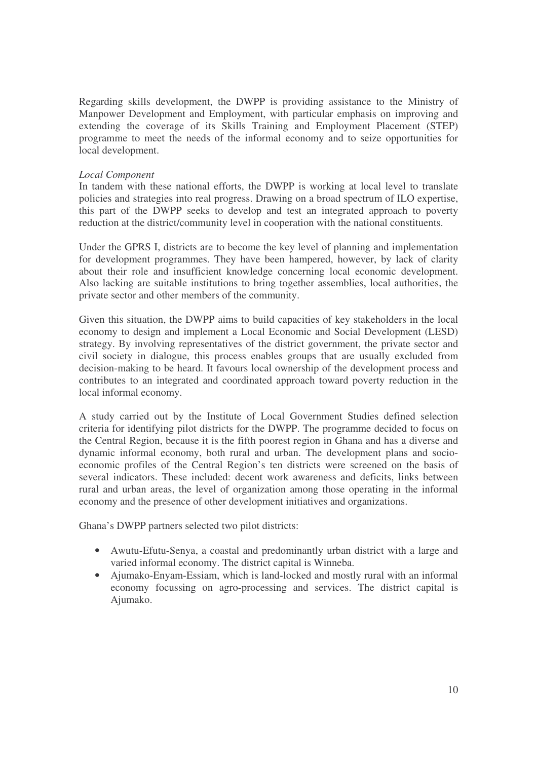Regarding skills development, the DWPP is providing assistance to the Ministry of Manpower Development and Employment, with particular emphasis on improving and extending the coverage of its Skills Training and Employment Placement (STEP) programme to meet the needs of the informal economy and to seize opportunities for local development.

*Local Component*

In tandem with these national efforts, the DWPP is working at local level to translate policies and strategies into real progress. Drawing on a broad spectrum of ILO expertise, this part of the DWPP seeks to develop and test an integrated approach to poverty reduction at the district/community level in cooperation with the national constituents.

Under the GPRS I, districts are to become the key level of planning and implementation for development programmes. They have been hampered, however, by lack of clarity about their role and insufficient knowledge concerning local economic development. Also lacking are suitable institutions to bring together assemblies, local authorities, the private sector and other members of the community.

Given this situation, the DWPP aims to build capacities of key stakeholders in the local economy to design and implement a Local Economic and Social Development (LESD) strategy. By involving representatives of the district government, the private sector and civil society in dialogue, this process enables groups that are usually excluded from decision-making to be heard. It favours local ownership of the development process and contributes to an integrated and coordinated approach toward poverty reduction in the local informal economy.

A study carried out by the Institute of Local Government Studies defined selection criteria for identifying pilot districts for the DWPP. The programme decided to focus on the Central Region, because it is the fifth poorest region in Ghana and has a diverse and dynamic informal economy, both rural and urban. The development plans and socio-economic profiles of the Central Region's ten districts were screened on the basis of several indicators. These included: decent work awareness and deficits, links between rural and urban areas, the level of organization among those operating in the informal economy and the presence of other development initiatives and organizations.

Ghana's DWPP partners selected two pilot districts:

- Awutu-Efutu-Senya, a coastal and predominantly urban district with a large and varied informal economy. The district capital is Winneba.
- Ajumako-Enyam-Essiam, which is land-locked and mostly rural with an informal economy focussing on agro-processing and services. The district capital is Ajumako.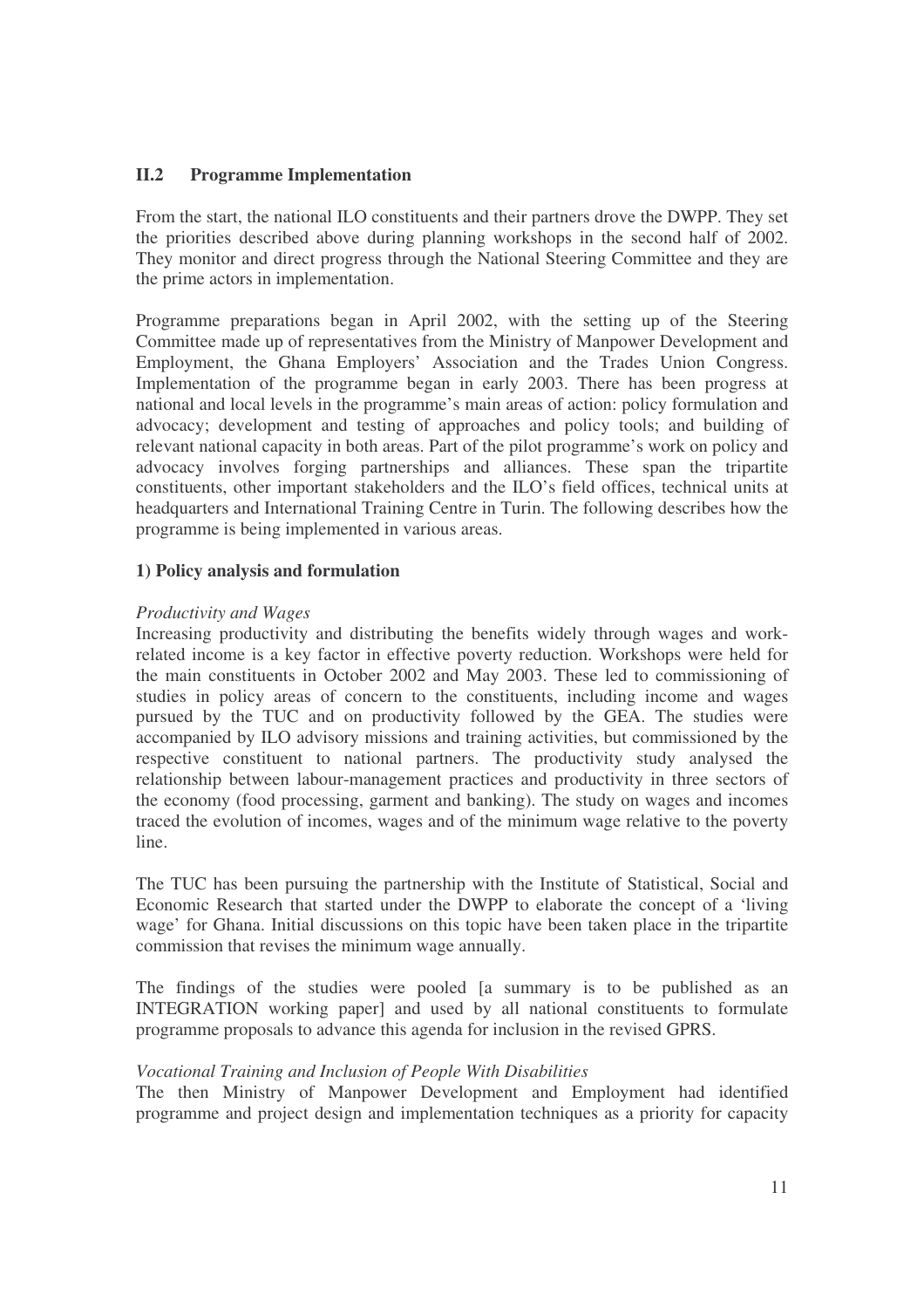## II.2 Programme Implementation

From the start, the national ILO constituents and their partners drove the DWPP. They set the priorities described above during planning workshops in the second half of 2002. They monitor and direct progress through the National Steering Committee and they are the prime actors in implementation.

Programme preparations began in April 2002, with the setting up of the Steering Committee made up of representatives from the Ministry of Manpower Development and Employment, the Ghana Employers' Association and the Trades Union Congress. Implementation of the programme began in early 2003. There has been progress at national and local levels in the programme's main areas of action: policy formulation and advocacy; development and testing of approaches and policy tools; and building of relevant national capacity in both areas. Part of the pilot programme's work on policy and advocacy involves forging partnerships and alliances. These span the tripartite constituents, other important stakeholders and the ILO's field offices, technical units at headquarters and International Training Centre in Turin. The following describes how the programme is being implemented in various areas.

### 1) Policy analysis and formulation

*Productivity and Wages*

Increasing productivity and distributing the benefits widely through wages and work-related income is a key factor in effective poverty reduction. Workshops were held for the main constituents in October 2002 and May 2003. These led to commissioning of studies in policy areas of concern to the constituents, including income and wages pursued by the TUC and on productivity followed by the GEA. The studies were accompanied by ILO advisory missions and training activities, but commissioned by the respective constituent to national partners. The productivity study analysed the relationship between labour-management practices and productivity in three sectors of the economy (food processing, garment and banking). The study on wages and incomes traced the evolution of incomes, wages and of the minimum wage relative to the poverty line.

The TUC has been pursuing the partnership with the Institute of Statistical, Social and Economic Research that started under the DWPP to elaborate the concept of a 'living wage' for Ghana. Initial discussions on this topic have been taken place in the tripartite commission that revises the minimum wage annually.

The findings of the studies were pooled [a summary is to be published as an INTEGRATION working paper] and used by all national constituents to formulate programme proposals to advance this agenda for inclusion in the revised GPRS.

*Vocational Training and Inclusion of People With Disabilities*

The then Ministry of Manpower Development and Employment had identified programme and project design and implementation techniques as a priority for capacity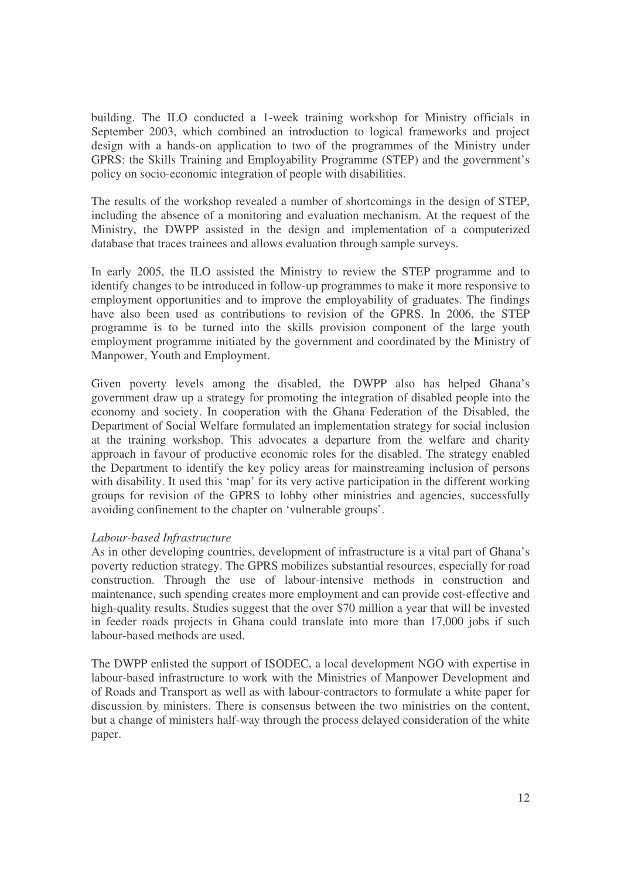building. The ILO conducted a 1-week training workshop for Ministry officials in September 2003, which combined an introduction to logical frameworks and project design with a hands-on application to two of the programmes of the Ministry under GPRS: the Skills Training and Employability Programme (STEP) and the government's policy on socio-economic integration of people with disabilities.

The results of the workshop revealed a number of shortcomings in the design of STEP, including the absence of a monitoring and evaluation mechanism. At the request of the Ministry, the DWPP assisted in the design and implementation of a computerized database that traces trainees and allows evaluation through sample surveys.

In early 2005, the ILO assisted the Ministry to review the STEP programme and to identify changes to be introduced in follow-up programmes to make it more responsive to employment opportunities and to improve the employability of graduates. The findings have also been used as contributions to revision of the GPRS. In 2006, the STEP programme is to be turned into the skills provision component of the large youth employment programme initiated by the government and coordinated by the Ministry of Manpower, Youth and Employment.

Given poverty levels among the disabled, the DWPP also has helped Ghana's government draw up a strategy for promoting the integration of disabled people into the economy and society. In cooperation with the Ghana Federation of the Disabled, the Department of Social Welfare formulated an implementation strategy for social inclusion at the training workshop. This advocates a departure from the welfare and charity approach in favour of productive economic roles for the disabled. The strategy enabled the Department to identify the key policy areas for mainstreaming inclusion of persons with disability. It used this 'map' for its very active participation in the different working groups for revision of the GPRS to lobby other ministries and agencies, successfully avoiding confinement to the chapter on 'vulnerable groups'.

*Labour-based Infrastructure*

As in other developing countries, development of infrastructure is a vital part of Ghana's poverty reduction strategy. The GPRS mobilizes substantial resources, especially for road construction. Through the use of labour-intensive methods in construction and maintenance, such spending creates more employment and can provide cost-effective and high-quality results. Studies suggest that the over $70 million a year that will be invested in feeder roads projects in Ghana could translate into more than 17,000 jobs if such labour-based methods are used.

The DWPP enlisted the support of ISODEC, a local development NGO with expertise in labour-based infrastructure to work with the Ministries of Manpower Development and of Roads and Transport as well as with labour-contractors to formulate a white paper for discussion by ministers. There is consensus between the two ministries on the content, but a change of ministers half-way through the process delayed consideration of the white paper.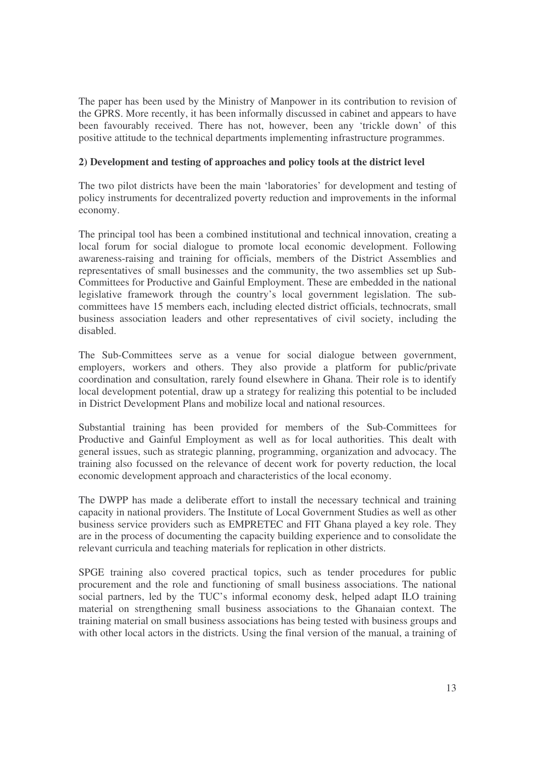The paper has been used by the Ministry of Manpower in its contribution to revision of the GPRS. More recently, it has been informally discussed in cabinet and appears to have been favourably received. There has not, however, been any 'trickle down' of this positive attitude to the technical departments implementing infrastructure programmes.

**2) Development and testing of approaches and policy tools at the district level**

The two pilot districts have been the main 'laboratories' for development and testing of policy instruments for decentralized poverty reduction and improvements in the informal economy.

The principal tool has been a combined institutional and technical innovation, creating a local forum for social dialogue to promote local economic development. Following awareness-raising and training for officials, members of the District Assemblies and representatives of small businesses and the community, the two assemblies set up Sub-Committees for Productive and Gainful Employment. These are embedded in the national legislative framework through the country's local government legislation. The sub-committees have 15 members each, including elected district officials, technocrats, small business association leaders and other representatives of civil society, including the disabled.

The Sub-Committees serve as a venue for social dialogue between government, employers, workers and others. They also provide a platform for public/private coordination and consultation, rarely found elsewhere in Ghana. Their role is to identify local development potential, draw up a strategy for realizing this potential to be included in District Development Plans and mobilize local and national resources.

Substantial training has been provided for members of the Sub-Committees for Productive and Gainful Employment as well as for local authorities. This dealt with general issues, such as strategic planning, programming, organization and advocacy. The training also focussed on the relevance of decent work for poverty reduction, the local economic development approach and characteristics of the local economy.

The DWPP has made a deliberate effort to install the necessary technical and training capacity in national providers. The Institute of Local Government Studies as well as other business service providers such as EMPRETEC and FIT Ghana played a key role. They are in the process of documenting the capacity building experience and to consolidate the relevant curricula and teaching materials for replication in other districts.

SPGE training also covered practical topics, such as tender procedures for public procurement and the role and functioning of small business associations. The national social partners, led by the TUC's informal economy desk, helped adapt ILO training material on strengthening small business associations to the Ghanaian context. The training material on small business associations has being tested with business groups and with other local actors in the districts. Using the final version of the manual, a training of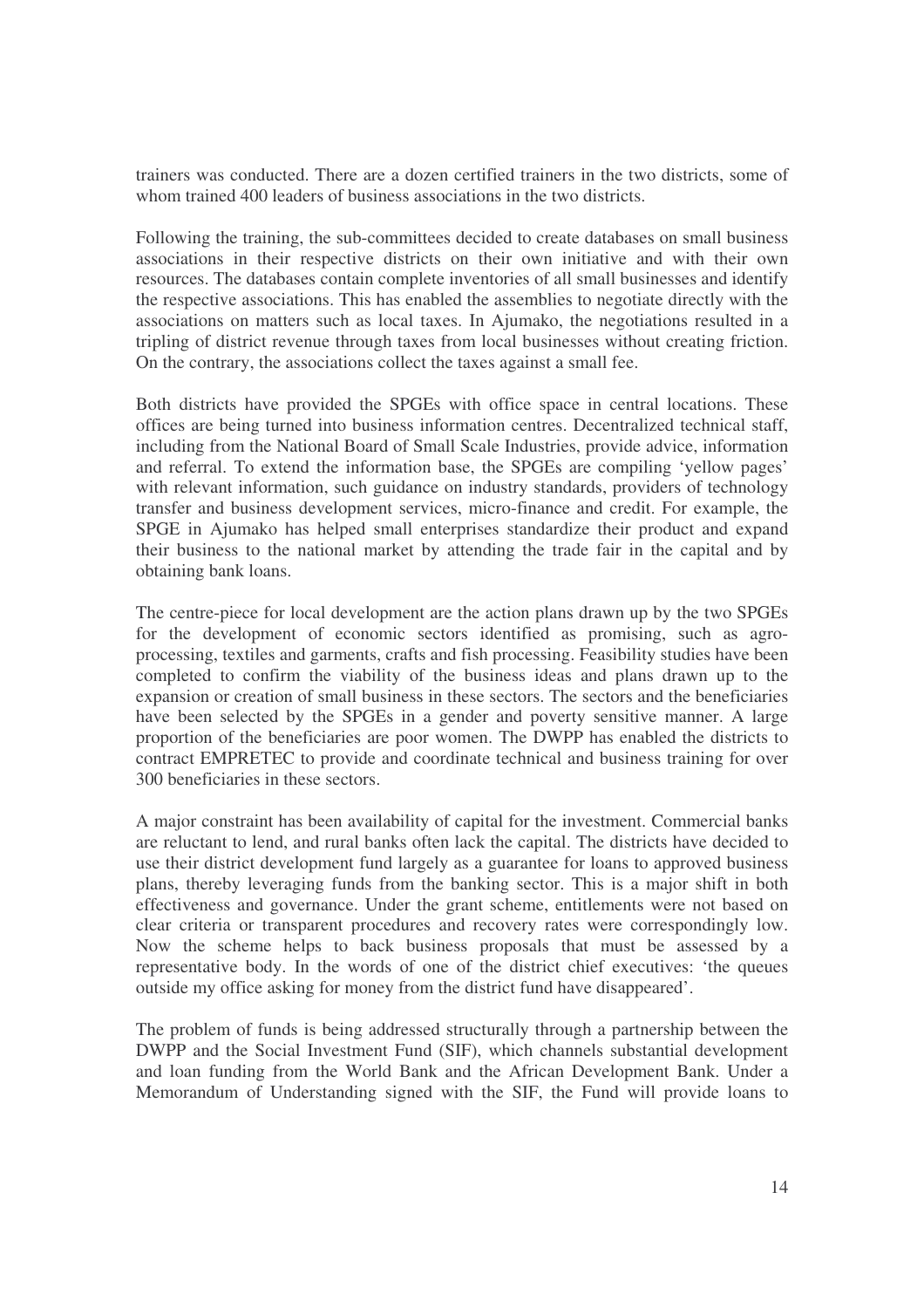trainers was conducted. There are a dozen certified trainers in the two districts, some of whom trained 400 leaders of business associations in the two districts.

Following the training, the sub-committees decided to create databases on small business associations in their respective districts on their own initiative and with their own resources. The databases contain complete inventories of all small businesses and identify the respective associations. This has enabled the assemblies to negotiate directly with the associations on matters such as local taxes. In Ajumako, the negotiations resulted in a tripling of district revenue through taxes from local businesses without creating friction. On the contrary, the associations collect the taxes against a small fee.

Both districts have provided the SPGEs with office space in central locations. These offices are being turned into business information centres. Decentralized technical staff, including from the National Board of Small Scale Industries, provide advice, information and referral. To extend the information base, the SPGEs are compiling 'yellow pages' with relevant information, such guidance on industry standards, providers of technology transfer and business development services, micro-finance and credit. For example, the SPGE in Ajumako has helped small enterprises standardize their product and expand their business to the national market by attending the trade fair in the capital and by obtaining bank loans.

The centre-piece for local development are the action plans drawn up by the two SPGEs for the development of economic sectors identified as promising, such as agro-processing, textiles and garments, crafts and fish processing. Feasibility studies have been completed to confirm the viability of the business ideas and plans drawn up to the expansion or creation of small business in these sectors. The sectors and the beneficiaries have been selected by the SPGEs in a gender and poverty sensitive manner. A large proportion of the beneficiaries are poor women. The DWPP has enabled the districts to contract EMPRETEC to provide and coordinate technical and business training for over 300 beneficiaries in these sectors.

A major constraint has been availability of capital for the investment. Commercial banks are reluctant to lend, and rural banks often lack the capital. The districts have decided to use their district development fund largely as a guarantee for loans to approved business plans, thereby leveraging funds from the banking sector. This is a major shift in both effectiveness and governance. Under the grant scheme, entitlements were not based on clear criteria or transparent procedures and recovery rates were correspondingly low. Now the scheme helps to back business proposals that must be assessed by a representative body. In the words of one of the district chief executives: 'the queues outside my office asking for money from the district fund have disappeared'.

The problem of funds is being addressed structurally through a partnership between the DWPP and the Social Investment Fund (SIF), which channels substantial development and loan funding from the World Bank and the African Development Bank. Under a Memorandum of Understanding signed with the SIF, the Fund will provide loans to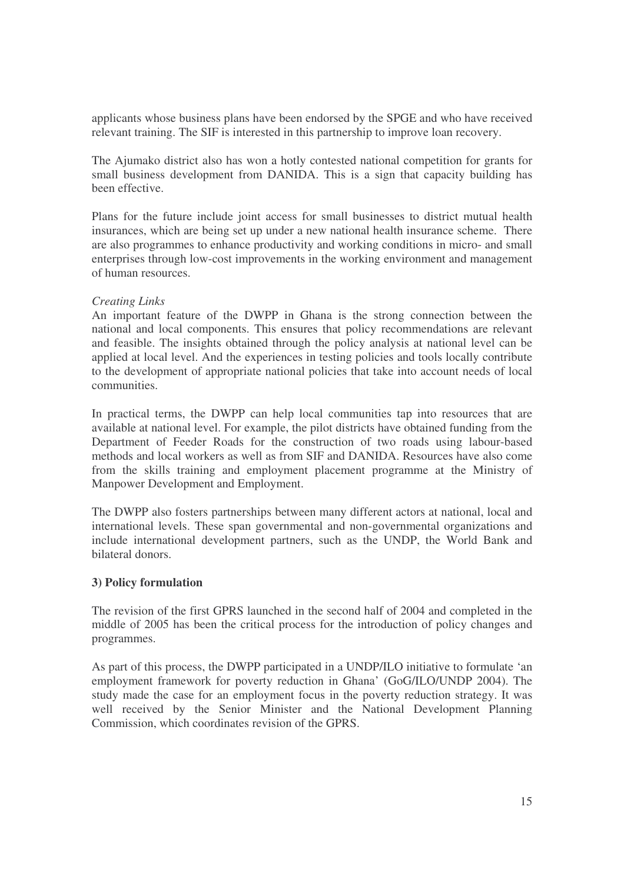applicants whose business plans have been endorsed by the SPGE and who have received relevant training. The SIF is interested in this partnership to improve loan recovery.

The Ajumako district also has won a hotly contested national competition for grants for small business development from DANIDA. This is a sign that capacity building has been effective.

Plans for the future include joint access for small businesses to district mutual health insurances, which are being set up under a new national health insurance scheme. There are also programmes to enhance productivity and working conditions in micro- and small enterprises through low-cost improvements in the working environment and management of human resources.

*Creating Links*

An important feature of the DWPP in Ghana is the strong connection between the national and local components. This ensures that policy recommendations are relevant and feasible. The insights obtained through the policy analysis at national level can be applied at local level. And the experiences in testing policies and tools locally contribute to the development of appropriate national policies that take into account needs of local communities.

In practical terms, the DWPP can help local communities tap into resources that are available at national level. For example, the pilot districts have obtained funding from the Department of Feeder Roads for the construction of two roads using labour-based methods and local workers as well as from SIF and DANIDA. Resources have also come from the skills training and employment placement programme at the Ministry of Manpower Development and Employment.

The DWPP also fosters partnerships between many different actors at national, local and international levels. These span governmental and non-governmental organizations and include international development partners, such as the UNDP, the World Bank and bilateral donors.

### 3) Policy formulation

The revision of the first GPRS launched in the second half of 2004 and completed in the middle of 2005 has been the critical process for the introduction of policy changes and programmes.

As part of this process, the DWPP participated in a UNDP/ILO initiative to formulate 'an employment framework for poverty reduction in Ghana' (GoG/ILO/UNDP 2004). The study made the case for an employment focus in the poverty reduction strategy. It was well received by the Senior Minister and the National Development Planning Commission, which coordinates revision of the GPRS.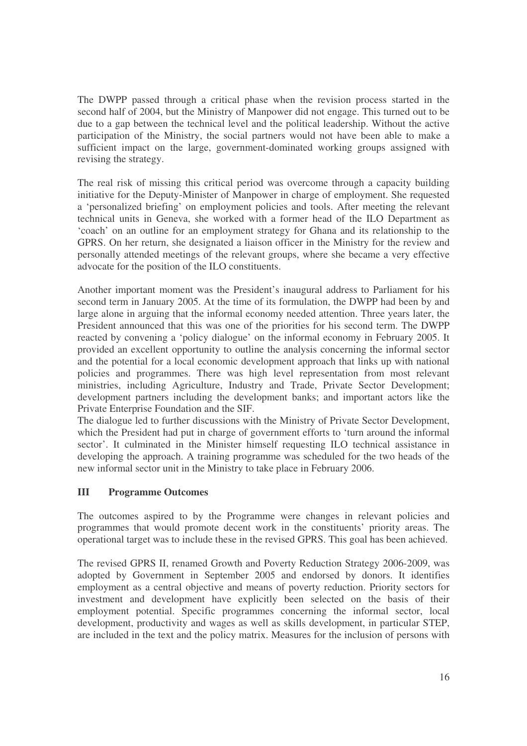The DWPP passed through a critical phase when the revision process started in the second half of 2004, but the Ministry of Manpower did not engage. This turned out to be due to a gap between the technical level and the political leadership. Without the active participation of the Ministry, the social partners would not have been able to make a sufficient impact on the large, government-dominated working groups assigned with revising the strategy.

The real risk of missing this critical period was overcome through a capacity building initiative for the Deputy-Minister of Manpower in charge of employment. She requested a 'personalized briefing' on employment policies and tools. After meeting the relevant technical units in Geneva, she worked with a former head of the ILO Department as 'coach' on an outline for an employment strategy for Ghana and its relationship to the GPRS. On her return, she designated a liaison officer in the Ministry for the review and personally attended meetings of the relevant groups, where she became a very effective advocate for the position of the ILO constituents.

Another important moment was the President's inaugural address to Parliament for his second term in January 2005. At the time of its formulation, the DWPP had been by and large alone in arguing that the informal economy needed attention. Three years later, the President announced that this was one of the priorities for his second term. The DWPP reacted by convening a 'policy dialogue' on the informal economy in February 2005. It provided an excellent opportunity to outline the analysis concerning the informal sector and the potential for a local economic development approach that links up with national policies and programmes. There was high level representation from most relevant ministries, including Agriculture, Industry and Trade, Private Sector Development; development partners including the development banks; and important actors like the Private Enterprise Foundation and the SIF.

The dialogue led to further discussions with the Ministry of Private Sector Development, which the President had put in charge of government efforts to 'turn around the informal sector'. It culminated in the Minister himself requesting ILO technical assistance in developing the approach. A training programme was scheduled for the two heads of the new informal sector unit in the Ministry to take place in February 2006.

## III Programme Outcomes

The outcomes aspired to by the Programme were changes in relevant policies and programmes that would promote decent work in the constituents' priority areas. The operational target was to include these in the revised GPRS. This goal has been achieved.

The revised GPRS II, renamed Growth and Poverty Reduction Strategy 2006-2009, was adopted by Government in September 2005 and endorsed by donors. It identifies employment as a central objective and means of poverty reduction. Priority sectors for investment and development have explicitly been selected on the basis of their employment potential. Specific programmes concerning the informal sector, local development, productivity and wages as well as skills development, in particular STEP, are included in the text and the policy matrix. Measures for the inclusion of persons with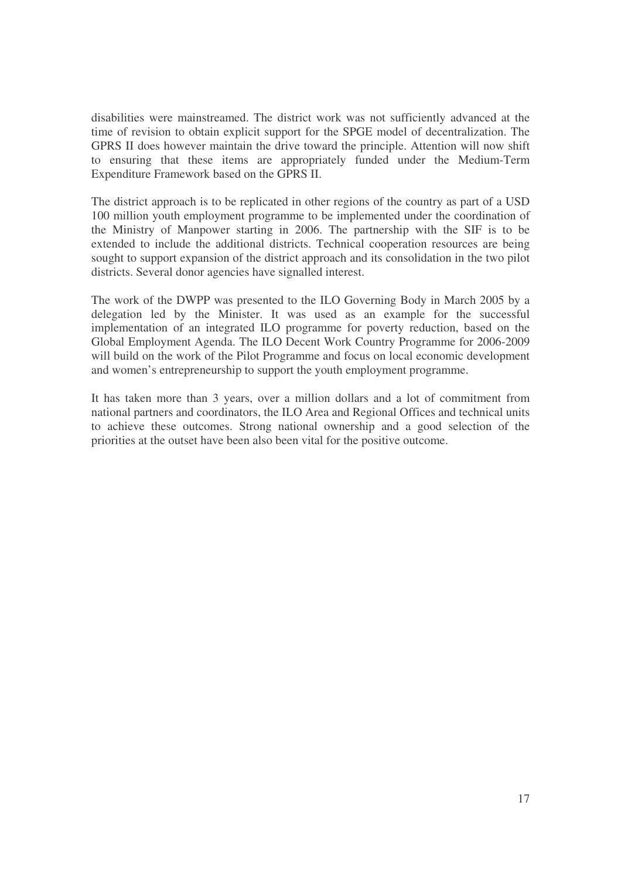disabilities were mainstreamed. The district work was not sufficiently advanced at the time of revision to obtain explicit support for the SPGE model of decentralization. The GPRS II does however maintain the drive toward the principle. Attention will now shift to ensuring that these items are appropriately funded under the Medium-Term Expenditure Framework based on the GPRS II.

The district approach is to be replicated in other regions of the country as part of a USD 100 million youth employment programme to be implemented under the coordination of the Ministry of Manpower starting in 2006. The partnership with the SIF is to be extended to include the additional districts. Technical cooperation resources are being sought to support expansion of the district approach and its consolidation in the two pilot districts. Several donor agencies have signalled interest.

The work of the DWPP was presented to the ILO Governing Body in March 2005 by a delegation led by the Minister. It was used as an example for the successful implementation of an integrated ILO programme for poverty reduction, based on the Global Employment Agenda. The ILO Decent Work Country Programme for 2006-2009 will build on the work of the Pilot Programme and focus on local economic development and women's entrepreneurship to support the youth employment programme.

It has taken more than 3 years, over a million dollars and a lot of commitment from national partners and coordinators, the ILO Area and Regional Offices and technical units to achieve these outcomes. Strong national ownership and a good selection of the priorities at the outset have been also been vital for the positive outcome.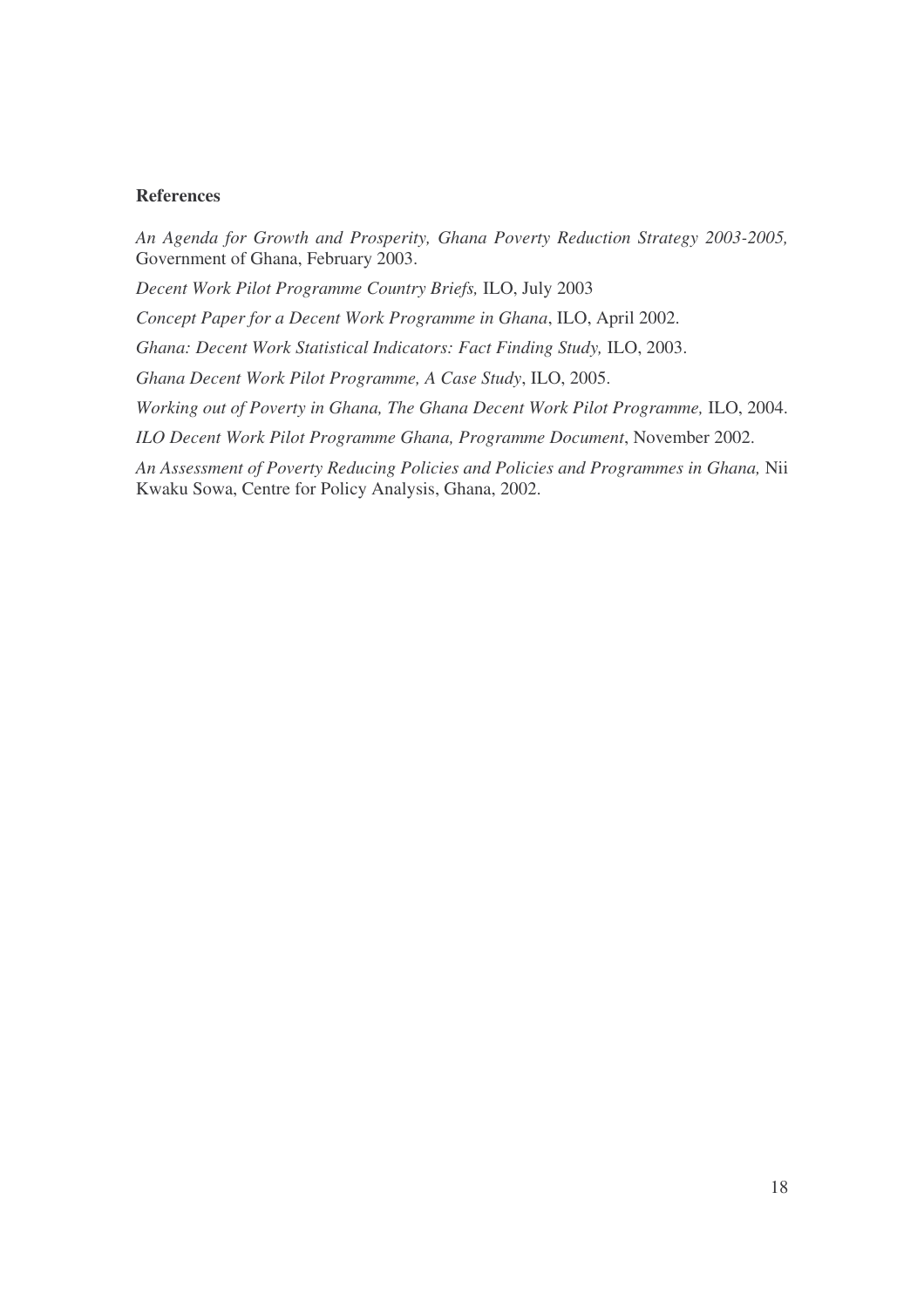**References**

*An Agenda for Growth and Prosperity, Ghana Poverty Reduction Strategy 2003-2005,* Government of Ghana, February 2003.

*Decent Work Pilot Programme Country Briefs,* ILO, July 2003

*Concept Paper for a Decent Work Programme in Ghana*, ILO, April 2002.

*Ghana: Decent Work Statistical Indicators: Fact Finding Study,* ILO, 2003.

*Ghana Decent Work Pilot Programme, A Case Study*, ILO, 2005.

*Working out of Poverty in Ghana, The Ghana Decent Work Pilot Programme,* ILO, 2004.

*ILO Decent Work Pilot Programme Ghana, Programme Document*, November 2002.

*An Assessment of Poverty Reducing Policies and Policies and Programmes in Ghana,* Nii Kwaku Sowa, Centre for Policy Analysis, Ghana, 2002.